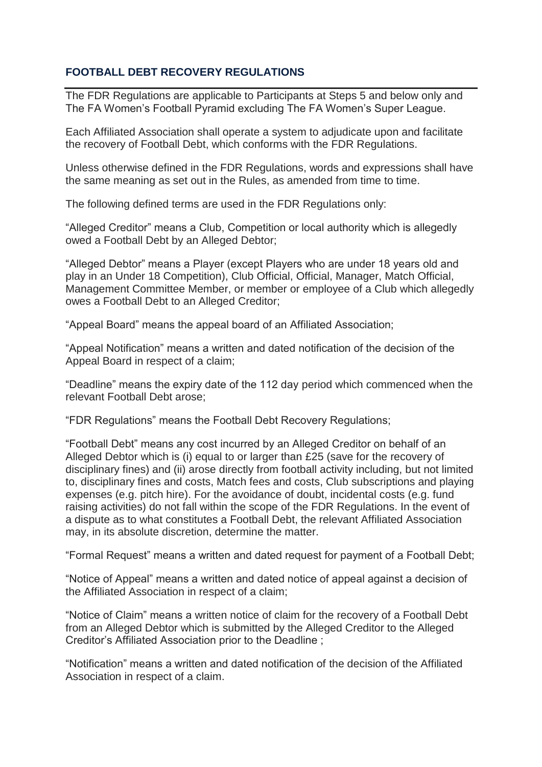## FOOTBALL DEBT RECOVERY REGULATIONS

The FDR Regulations are applicable to Participants at Steps 5 and below only and The FA Women's Football Pyramid excluding The FA Women's Super League.

Each Affiliated Association shall operate a system to adjudicate upon and facilitate the recovery of Football Debt, which conforms with the FDR Regulations.

Unless otherwise defined in the FDR Regulations, words and expressions shall have the same meaning as set out in the Rules, as amended from time to time.

The following defined terms are used in the FDR Regulations only:

"Alleged Creditor" means a Club, Competition or local authority which is allegedly owed a Football Debt by an Alleged Debtor;

"Alleged Debtor" means a Player (except Players who are under 18 years old and play in an Under 18 Competition), Club Official, Official, Manager, Match Official, Management Committee Member, or member or employee of a Club which allegedly owes a Football Debt to an Alleged Creditor;

"Appeal Board" means the appeal board of an Affiliated Association;

"Appeal Notification" means a written and dated notification of the decision of the Appeal Board in respect of a claim;

"Deadline" means the expiry date of the 112 day period which commenced when the relevant Football Debt arose;

"FDR Regulations" means the Football Debt Recovery Regulations;

"Football Debt" means any cost incurred by an Alleged Creditor on behalf of an Alleged Debtor which is (i) equal to or larger than £25 (save for the recovery of disciplinary fines) and (ii) arose directly from football activity including, but not limited to, disciplinary fines and costs, Match fees and costs, Club subscriptions and playing expenses (e.g. pitch hire). For the avoidance of doubt, incidental costs (e.g. fund raising activities) do not fall within the scope of the FDR Regulations. In the event of a dispute as to what constitutes a Football Debt, the relevant Affiliated Association may, in its absolute discretion, determine the matter.

"Formal Request" means a written and dated request for payment of a Football Debt;

"Notice of Appeal" means a written and dated notice of appeal against a decision of the Affiliated Association in respect of a claim;

"Notice of Claim" means a written notice of claim for the recovery of a Football Debt from an Alleged Debtor which is submitted by the Alleged Creditor to the Alleged Creditor's Affiliated Association prior to the Deadline ;

"Notification" means a written and dated notification of the decision of the Affiliated Association in respect of a claim.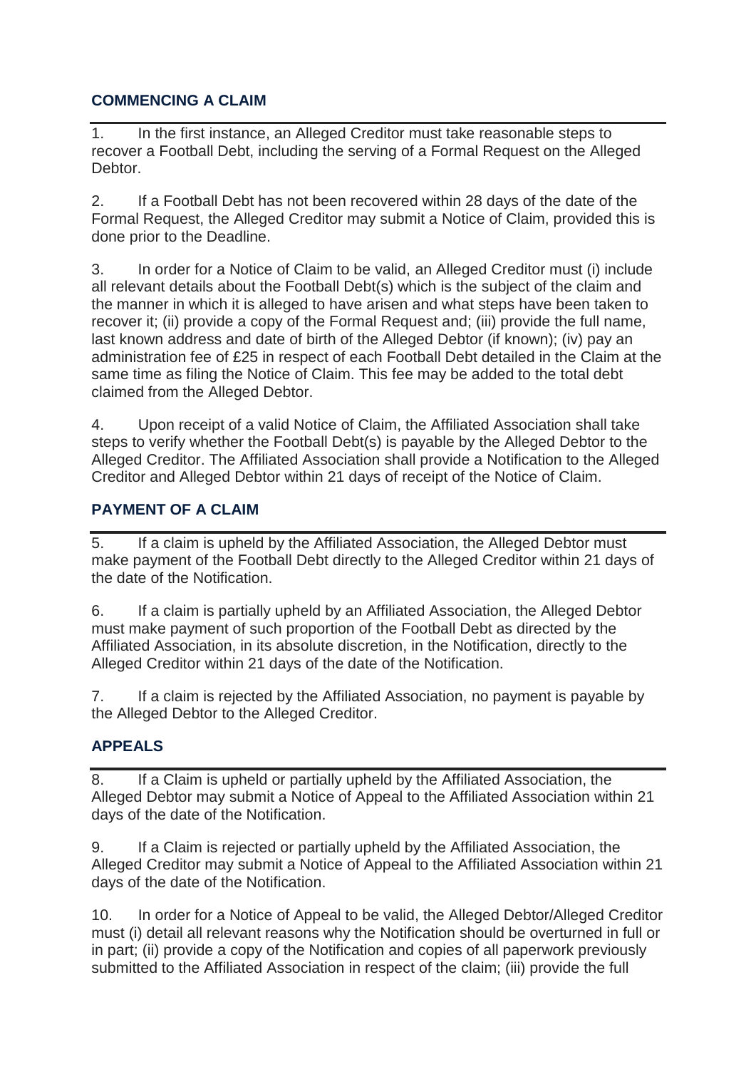## COMMENCING A CLAIM

1. In the first instance, an Alleged Creditor must take reasonable steps to recover a Football Debt, including the serving of a Formal Request on the Alleged Debtor.

2. If a Football Debt has not been recovered within 28 days of the date of the Formal Request, the Alleged Creditor may submit a Notice of Claim, provided this is done prior to the Deadline.

3. In order for a Notice of Claim to be valid, an Alleged Creditor must (i) include all relevant details about the Football Debt(s) which is the subject of the claim and the manner in which it is alleged to have arisen and what steps have been taken to recover it; (ii) provide a copy of the Formal Request and; (iii) provide the full name, last known address and date of birth of the Alleged Debtor (if known); (iv) pay an administration fee of £25 in respect of each Football Debt detailed in the Claim at the same time as filing the Notice of Claim. This fee may be added to the total debt claimed from the Alleged Debtor.

4. Upon receipt of a valid Notice of Claim, the Affiliated Association shall take steps to verify whether the Football Debt(s) is payable by the Alleged Debtor to the Alleged Creditor. The Affiliated Association shall provide a Notification to the Alleged Creditor and Alleged Debtor within 21 days of receipt of the Notice of Claim.

## PAYMENT OF A CLAIM

5. If a claim is upheld by the Affiliated Association, the Alleged Debtor must make payment of the Football Debt directly to the Alleged Creditor within 21 days of the date of the Notification.

6. If a claim is partially upheld by an Affiliated Association, the Alleged Debtor must make payment of such proportion of the Football Debt as directed by the Affiliated Association, in its absolute discretion, in the Notification, directly to the Alleged Creditor within 21 days of the date of the Notification.

7. If a claim is rejected by the Affiliated Association, no payment is payable by the Alleged Debtor to the Alleged Creditor.

## APPEALS

8. If a Claim is upheld or partially upheld by the Affiliated Association, the Alleged Debtor may submit a Notice of Appeal to the Affiliated Association within 21 days of the date of the Notification.

9. If a Claim is rejected or partially upheld by the Affiliated Association, the Alleged Creditor may submit a Notice of Appeal to the Affiliated Association within 21 days of the date of the Notification.

10. In order for a Notice of Appeal to be valid, the Alleged Debtor/Alleged Creditor must (i) detail all relevant reasons why the Notification should be overturned in full or in part; (ii) provide a copy of the Notification and copies of all paperwork previously submitted to the Affiliated Association in respect of the claim; (iii) provide the full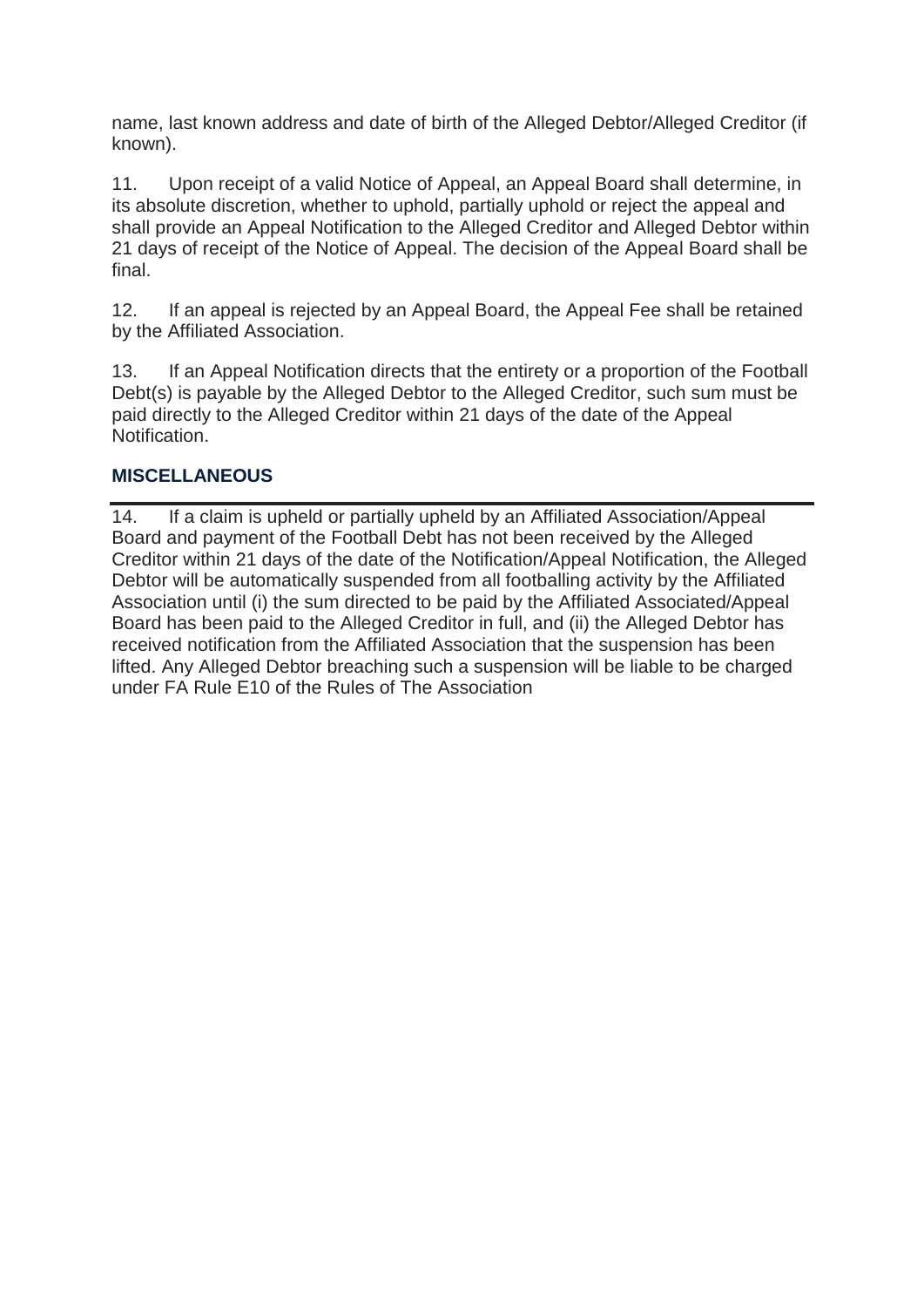name, last known address and date of birth of the Alleged Debtor/Alleged Creditor (if known).

11. Upon receipt of a valid Notice of Appeal, an Appeal Board shall determine, in its absolute discretion, whether to uphold, partially uphold or reject the appeal and shall provide an Appeal Notification to the Alleged Creditor and Alleged Debtor within 21 days of receipt of the Notice of Appeal. The decision of the Appeal Board shall be final.

12. If an appeal is rejected by an Appeal Board, the Appeal Fee shall be retained by the Affiliated Association.

13. If an Appeal Notification directs that the entirety or a proportion of the Football Debt(s) is payable by the Alleged Debtor to the Alleged Creditor, such sum must be paid directly to the Alleged Creditor within 21 days of the date of the Appeal Notification.

## MISCELLANEOUS

14. If a claim is upheld or partially upheld by an Affiliated Association/Appeal Board and payment of the Football Debt has not been received by the Alleged Creditor within 21 days of the date of the Notification/Appeal Notification, the Alleged Debtor will be automatically suspended from all footballing activity by the Affiliated Association until (i) the sum directed to be paid by the Affiliated Associated/Appeal Board has been paid to the Alleged Creditor in full, and (ii) the Alleged Debtor has received notification from the Affiliated Association that the suspension has been lifted. Any Alleged Debtor breaching such a suspension will be liable to be charged under FA Rule E10 of the Rules of The Association